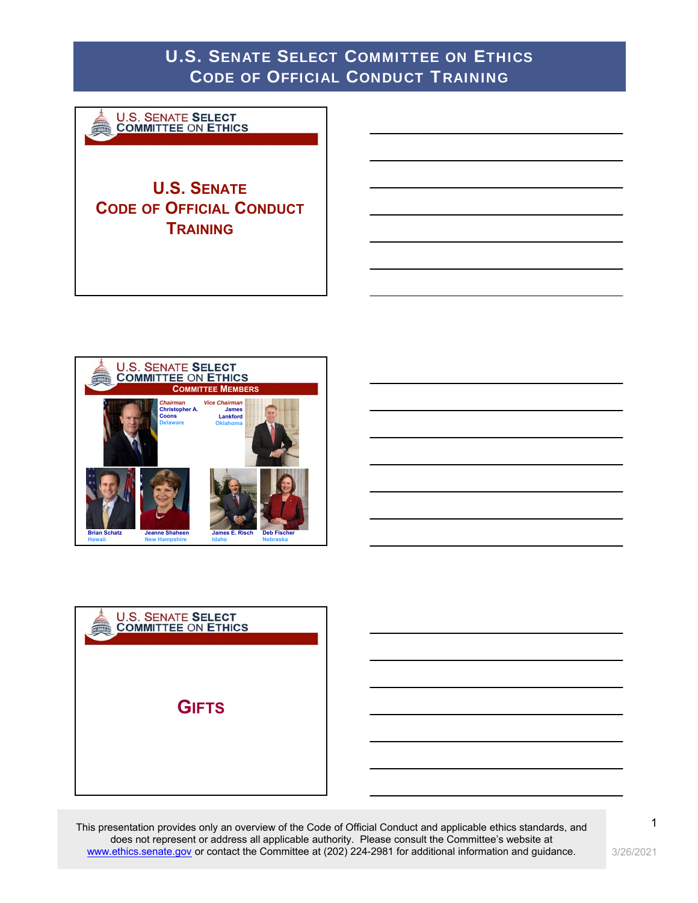# U.S. Senate Select Committee on Ethics
# Code of Official Conduct Training

U.S. SENATE SELECT COMMITTEE ON ETHICS

## U.S. Senate Code of Official Conduct Training

U.S. SENATE SELECT COMMITTEE ON ETHICS

### Committee Members

*Chairman*
Christopher A. Coons
Delaware

*Vice Chairman*
James Lankford
Oklahoma

Brian Schatz
Hawaii

Jeanne Shaheen
New Hampshire

James E. Risch
Idaho

Deb Fischer
Nebraska

U.S. SENATE SELECT COMMITTEE ON ETHICS

## Gifts

This presentation provides only an overview of the Code of Official Conduct and applicable ethics standards, and does not represent or address all applicable authority. Please consult the Committee's website at www.ethics.senate.gov or contact the Committee at (202) 224-2981 for additional information and guidance.

3/26/2021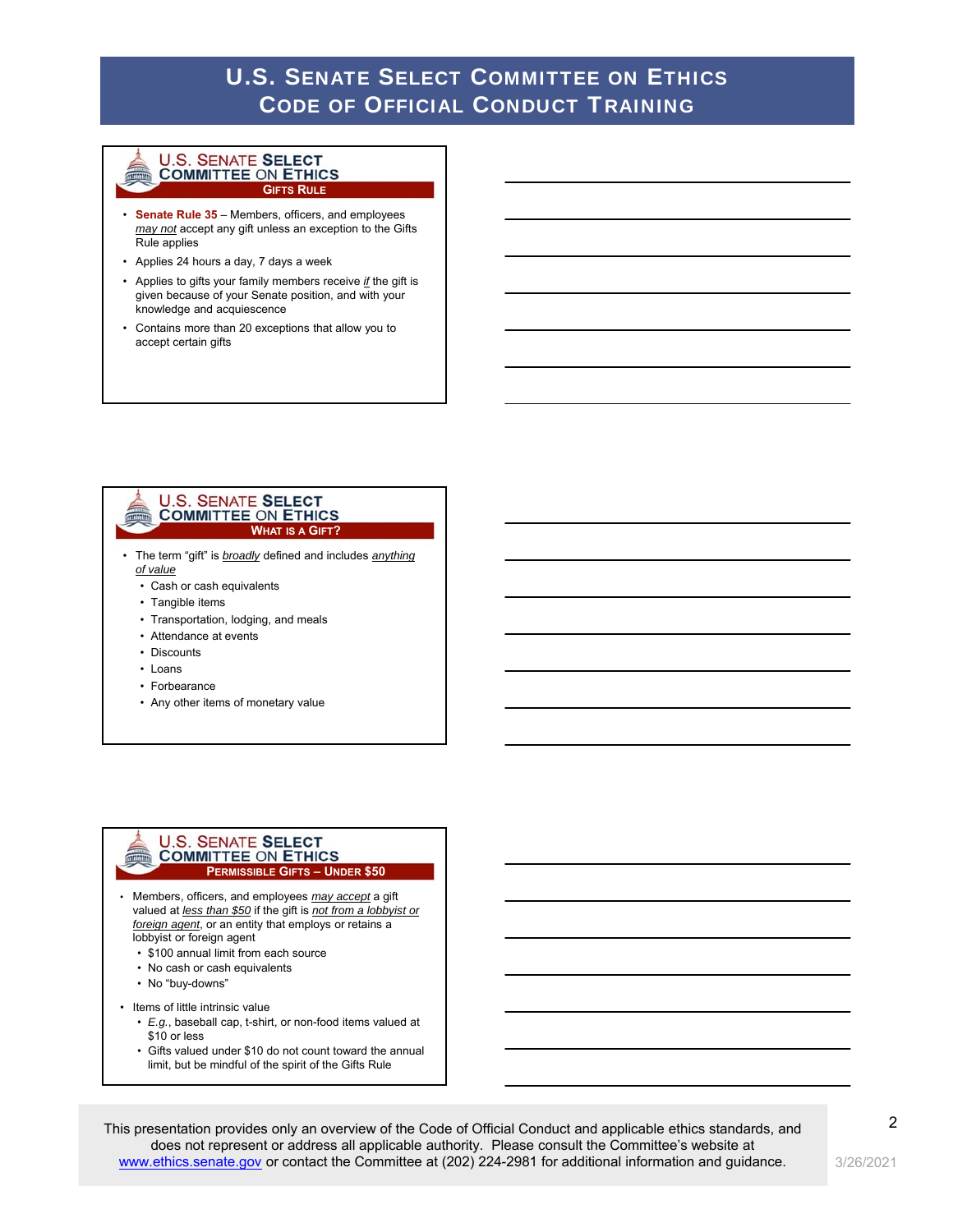# U.S. Senate Select Committee on Ethics
# Code of Official Conduct Training

## Gifts Rule

- **Senate Rule 35** – Members, officers, and employees *may not* accept any gift unless an exception to the Gifts Rule applies
- Applies 24 hours a day, 7 days a week
- Applies to gifts your family members receive *if* the gift is given because of your Senate position, and with your knowledge and acquiescence
- Contains more than 20 exceptions that allow you to accept certain gifts

## What is a Gift?

- The term "gift" is *broadly* defined and includes *anything of value*
  - Cash or cash equivalents
  - Tangible items
  - Transportation, lodging, and meals
  - Attendance at events
  - Discounts
  - Loans
  - Forbearance
  - Any other items of monetary value

## Permissible Gifts – Under $50

- Members, officers, and employees *may accept* a gift valued at *less than $50* if the gift is *not from a lobbyist or foreign agent*, or an entity that employs or retains a lobbyist or foreign agent
  - $100 annual limit from each source
  - No cash or cash equivalents
  - No "buy-downs"
- Items of little intrinsic value
  - *E.g.*, baseball cap, t-shirt, or non-food items valued at $10 or less
  - Gifts valued under $10 do not count toward the annual limit, but be mindful of the spirit of the Gifts Rule

This presentation provides only an overview of the Code of Official Conduct and applicable ethics standards, and does not represent or address all applicable authority. Please consult the Committee's website at www.ethics.senate.gov or contact the Committee at (202) 224-2981 for additional information and guidance.

3/26/2021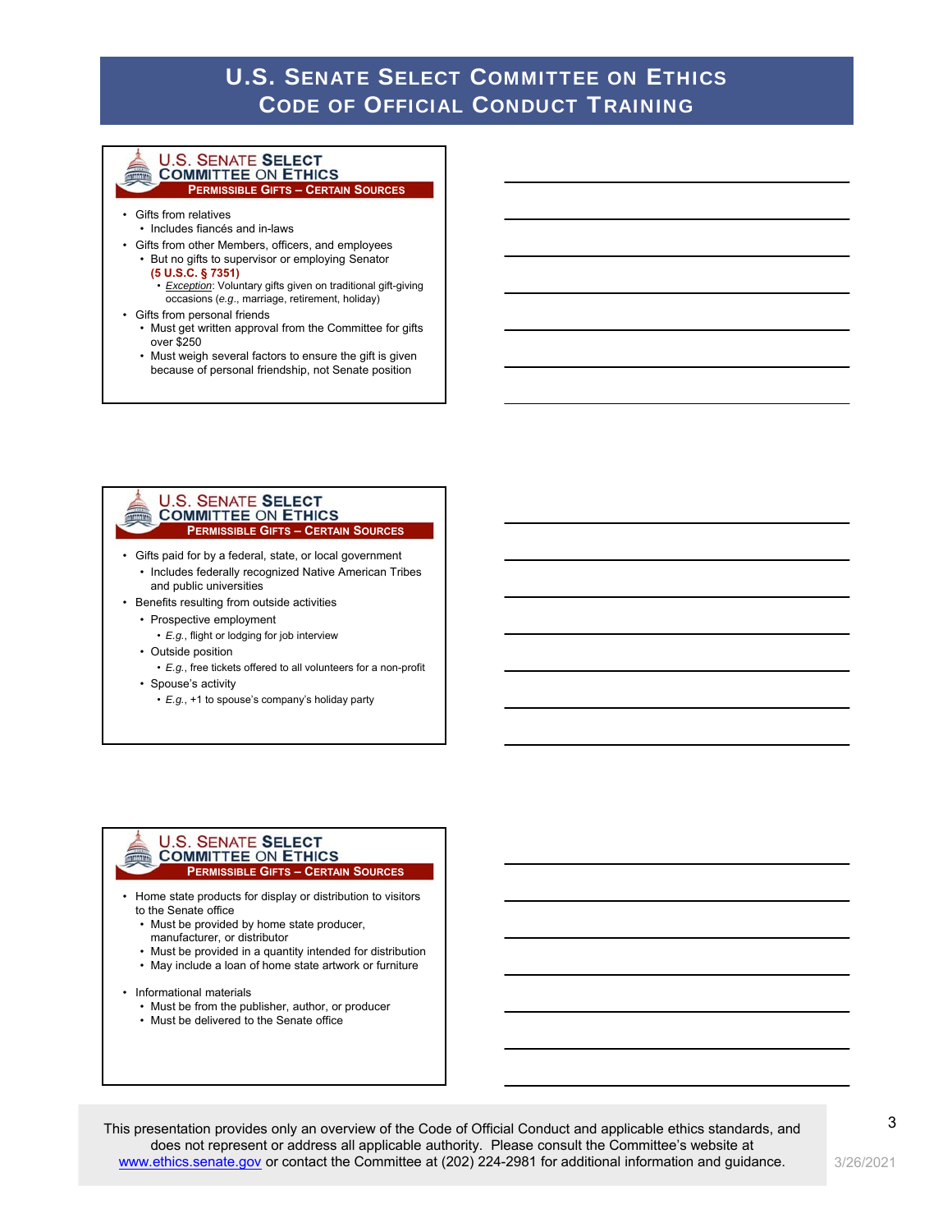# U.S. Senate Select Committee on Ethics Code of Official Conduct Training

## Permissible Gifts – Certain Sources

- Gifts from relatives
  - Includes fiancés and in-laws
- Gifts from other Members, officers, and employees
  - But no gifts to supervisor or employing Senator **(5 U.S.C. § 7351)**
    - *Exception*: Voluntary gifts given on traditional gift-giving occasions (*e.g.*, marriage, retirement, holiday)
- Gifts from personal friends
  - Must get written approval from the Committee for gifts over $250
  - Must weigh several factors to ensure the gift is given because of personal friendship, not Senate position

## Permissible Gifts – Certain Sources

- Gifts paid for by a federal, state, or local government
  - Includes federally recognized Native American Tribes and public universities
- Benefits resulting from outside activities
  - Prospective employment
    - *E.g.*, flight or lodging for job interview
  - Outside position
    - *E.g.*, free tickets offered to all volunteers for a non-profit
  - Spouse's activity
    - *E.g.*, +1 to spouse's company's holiday party

## Permissible Gifts – Certain Sources

- Home state products for display or distribution to visitors to the Senate office
  - Must be provided by home state producer, manufacturer, or distributor
  - Must be provided in a quantity intended for distribution
  - May include a loan of home state artwork or furniture
- Informational materials
  - Must be from the publisher, author, or producer
  - Must be delivered to the Senate office

This presentation provides only an overview of the Code of Official Conduct and applicable ethics standards, and does not represent or address all applicable authority. Please consult the Committee's website at www.ethics.senate.gov or contact the Committee at (202) 224-2981 for additional information and guidance.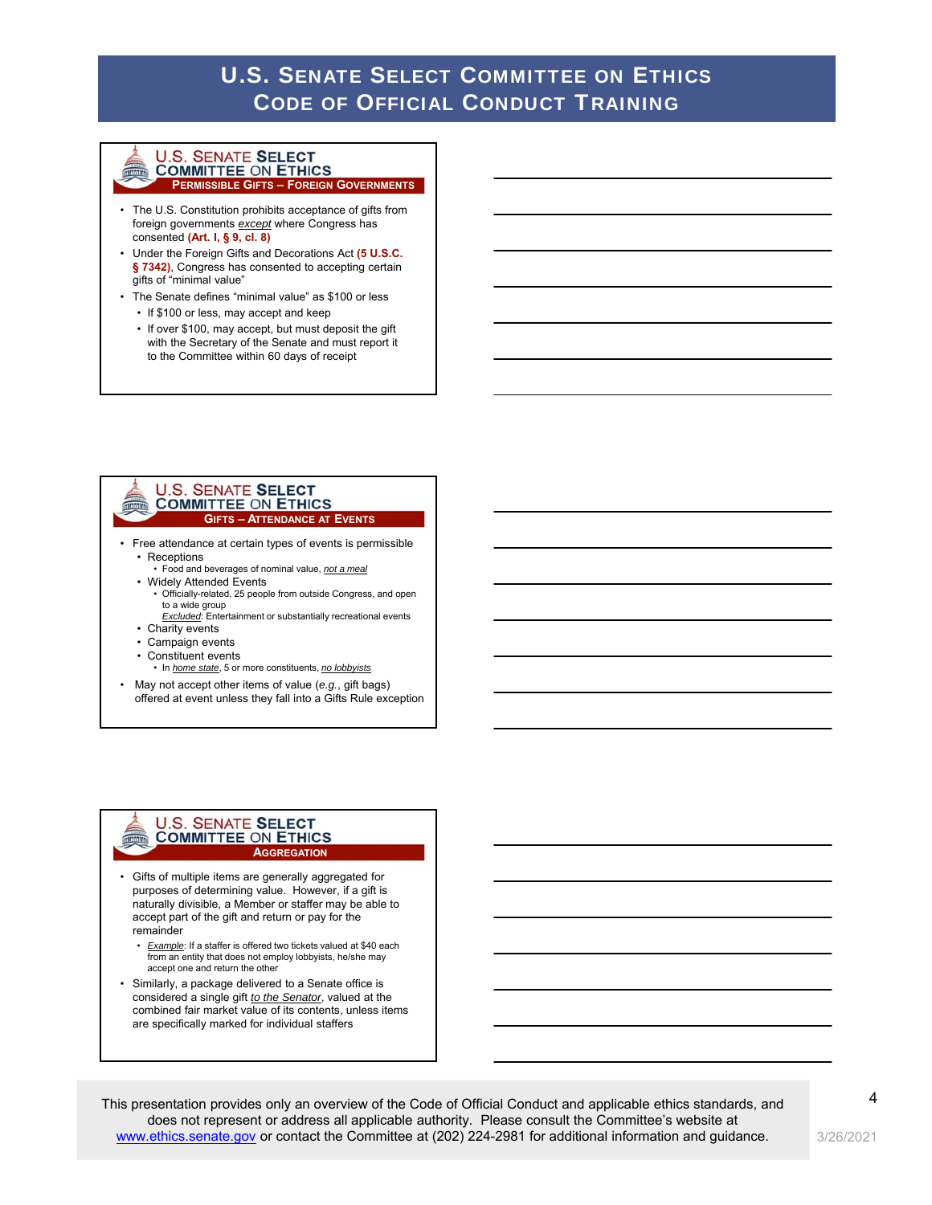## Permissible Gifts – Foreign Governments

- The U.S. Constitution prohibits acceptance of gifts from foreign governments *except* where Congress has consented **(Art. I, § 9, cl. 8)**
- Under the Foreign Gifts and Decorations Act **(5 U.S.C. § 7342)**, Congress has consented to accepting certain gifts of "minimal value"
- The Senate defines "minimal value" as $100 or less
  - If $100 or less, may accept and keep
  - If over $100, may accept, but must deposit the gift with the Secretary of the Senate and must report it to the Committee within 60 days of receipt

## Gifts – Attendance at Events

- Free attendance at certain types of events is permissible
  - Receptions
    - Food and beverages of nominal value, *not a meal*
  - Widely Attended Events
    - Officially-related, 25 people from outside Congress, and open to a wide group
      *Excluded*: Entertainment or substantially recreational events
  - Charity events
  - Campaign events
  - Constituent events
    - In *home state*, 5 or more constituents, *no lobbyists*
- May not accept other items of value (*e.g.*, gift bags) offered at event unless they fall into a Gifts Rule exception

## Aggregation

- Gifts of multiple items are generally aggregated for purposes of determining value. However, if a gift is naturally divisible, a Member or staffer may be able to accept part of the gift and return or pay for the remainder
  - *Example*: If a staffer is offered two tickets valued at $40 each from an entity that does not employ lobbyists, he/she may accept one and return the other
- Similarly, a package delivered to a Senate office is considered a single gift *to the Senator*, valued at the combined fair market value of its contents, unless items are specifically marked for individual staffers

This presentation provides only an overview of the Code of Official Conduct and applicable ethics standards, and does not represent or address all applicable authority. Please consult the Committee's website at www.ethics.senate.gov or contact the Committee at (202) 224-2981 for additional information and guidance.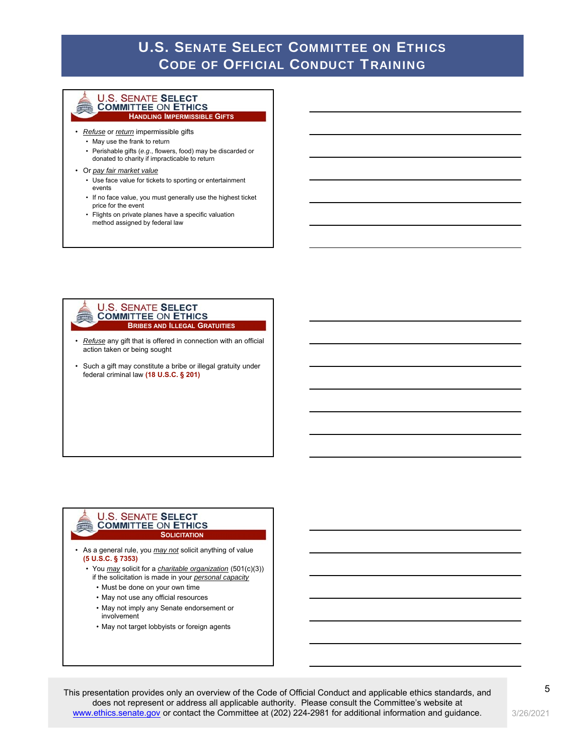# U.S. Senate Select Committee on Ethics
# Code of Official Conduct Training

## Handling Impermissible Gifts

- *Refuse* or *return* impermissible gifts
  - May use the frank to return
  - Perishable gifts (*e.g.*, flowers, food) may be discarded or donated to charity if impracticable to return
- Or *pay fair market value*
  - Use face value for tickets to sporting or entertainment events
  - If no face value, you must generally use the highest ticket price for the event
  - Flights on private planes have a specific valuation method assigned by federal law

## Bribes and Illegal Gratuities

- *Refuse* any gift that is offered in connection with an official action taken or being sought
- Such a gift may constitute a bribe or illegal gratuity under federal criminal law **(18 U.S.C. § 201)**

## Solicitation

- As a general rule, you *may not* solicit anything of value **(5 U.S.C. § 7353)**
  - You *may* solicit for a *charitable organization* (501(c)(3)) if the solicitation is made in your *personal capacity*
    - Must be done on your own time
    - May not use any official resources
    - May not imply any Senate endorsement or involvement
    - May not target lobbyists or foreign agents

This presentation provides only an overview of the Code of Official Conduct and applicable ethics standards, and does not represent or address all applicable authority. Please consult the Committee's website at www.ethics.senate.gov or contact the Committee at (202) 224-2981 for additional information and guidance.

3/26/2021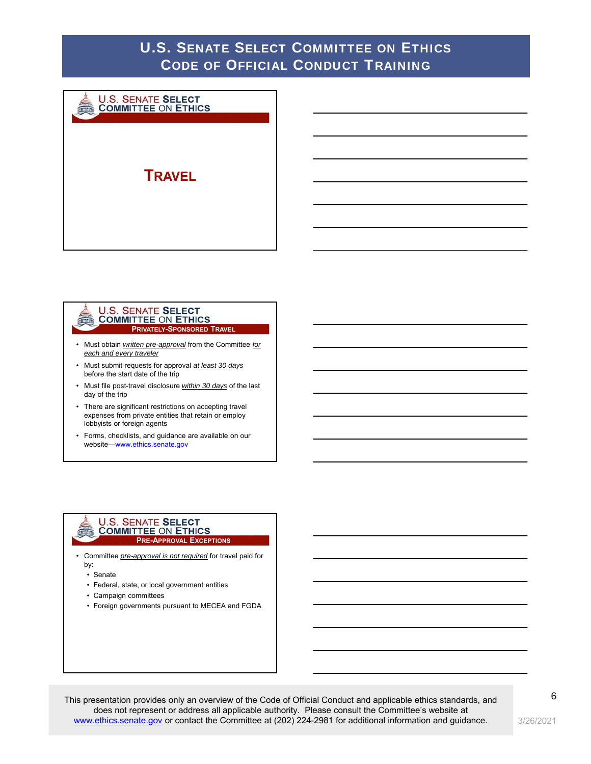## TRAVEL

### PRIVATELY-SPONSORED TRAVEL

- Must obtain _written pre-approval_ from the Committee _for each and every traveler_
- Must submit requests for approval _at least 30 days_ before the start date of the trip
- Must file post-travel disclosure _within 30 days_ of the last day of the trip
- There are significant restrictions on accepting travel expenses from private entities that retain or employ lobbyists or foreign agents
- Forms, checklists, and guidance are available on our website—www.ethics.senate.gov

### PRE-APPROVAL EXCEPTIONS

- Committee _pre-approval is not required_ for travel paid for by:
  - Senate
  - Federal, state, or local government entities
  - Campaign committees
  - Foreign governments pursuant to MECEA and FGDA

This presentation provides only an overview of the Code of Official Conduct and applicable ethics standards, and does not represent or address all applicable authority. Please consult the Committee's website at www.ethics.senate.gov or contact the Committee at (202) 224-2981 for additional information and guidance.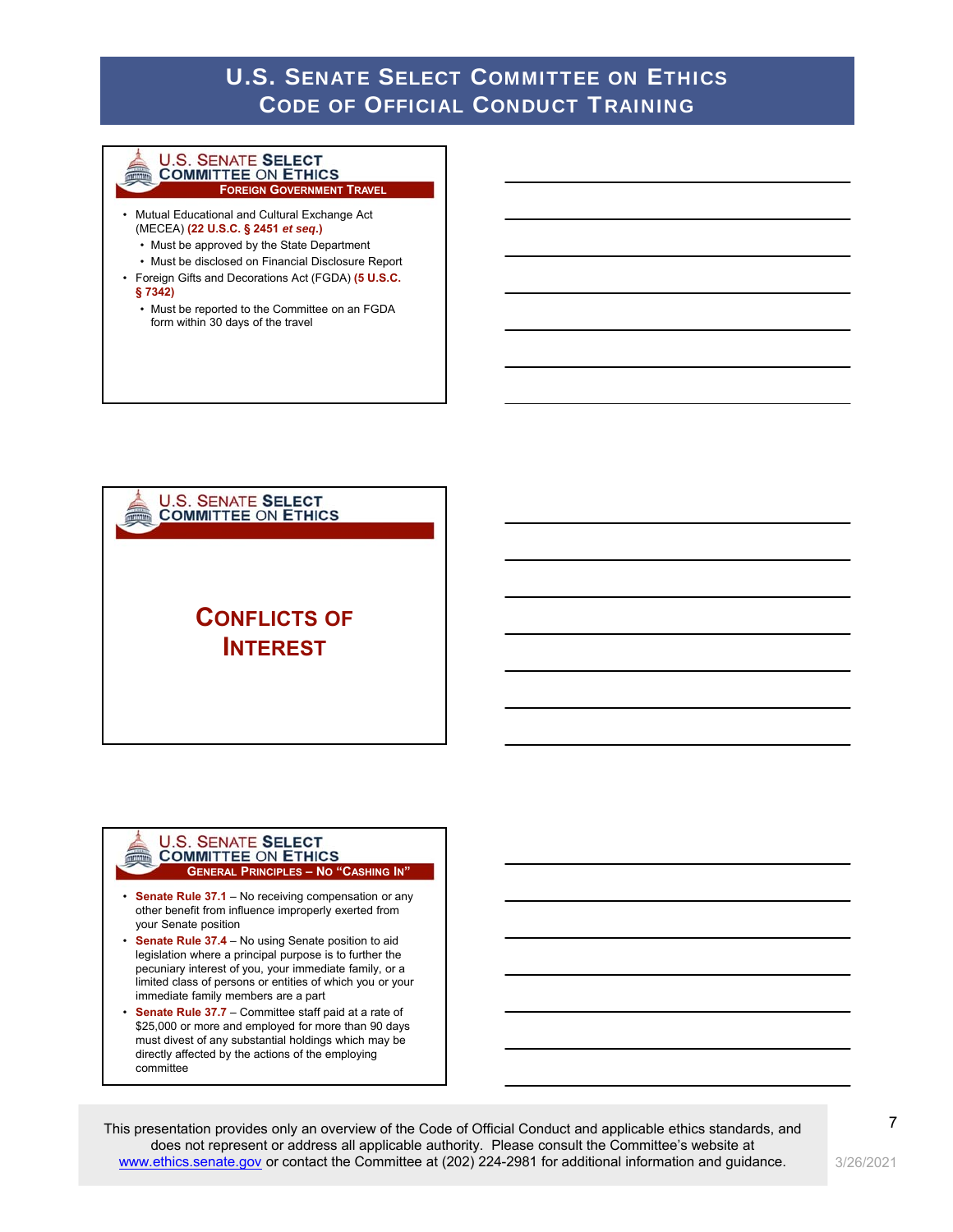## Foreign Government Travel

- Mutual Educational and Cultural Exchange Act (MECEA) **(22 U.S.C. § 2451 *et seq.*)**
  - Must be approved by the State Department
  - Must be disclosed on Financial Disclosure Report
- Foreign Gifts and Decorations Act (FGDA) **(5 U.S.C. § 7342)**
  - Must be reported to the Committee on an FGDA form within 30 days of the travel

## Conflicts of Interest

## General Principles – No "Cashing In"

- **Senate Rule 37.1** – No receiving compensation or any other benefit from influence improperly exerted from your Senate position
- **Senate Rule 37.4** – No using Senate position to aid legislation where a principal purpose is to further the pecuniary interest of you, your immediate family, or a limited class of persons or entities of which you or your immediate family members are a part
- **Senate Rule 37.7** – Committee staff paid at a rate of $25,000 or more and employed for more than 90 days must divest of any substantial holdings which may be directly affected by the actions of the employing committee

This presentation provides only an overview of the Code of Official Conduct and applicable ethics standards, and does not represent or address all applicable authority. Please consult the Committee's website at www.ethics.senate.gov or contact the Committee at (202) 224-2981 for additional information and guidance.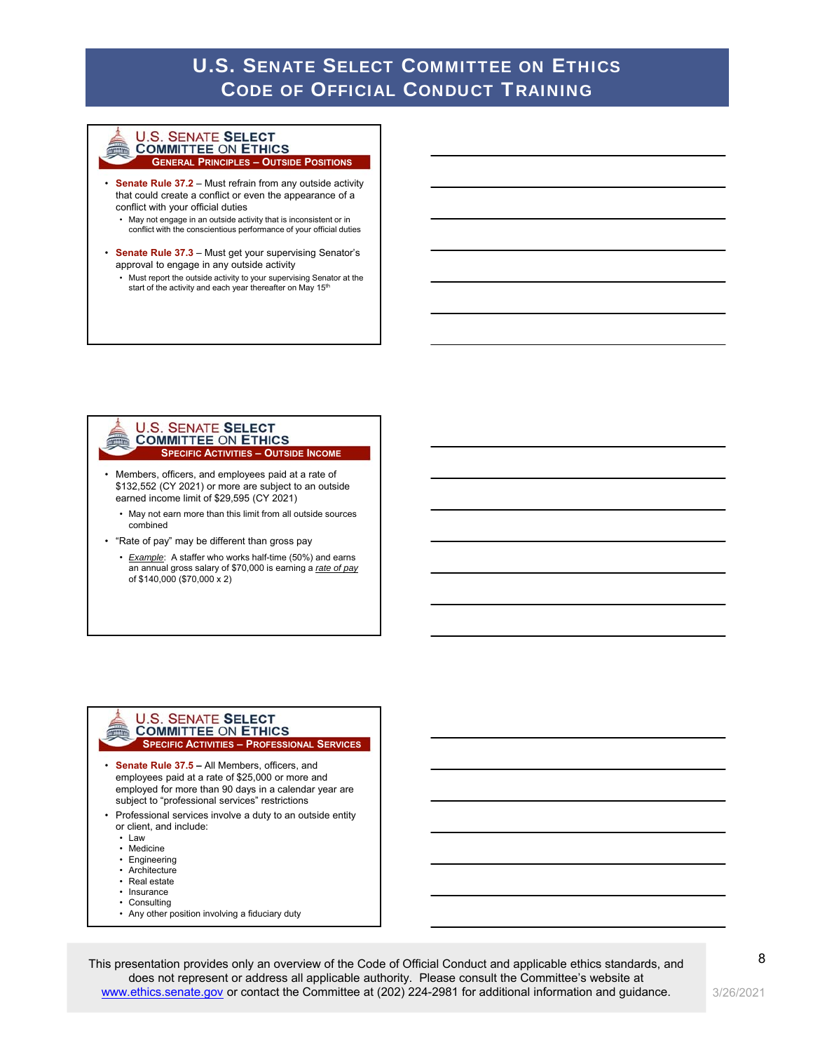# U.S. Senate Select Committee on Ethics
# Code of Official Conduct Training

## U.S. Senate Select Committee on Ethics

### General Principles – Outside Positions

- **Senate Rule 37.2** – Must refrain from any outside activity that could create a conflict or even the appearance of a conflict with your official duties
  - May not engage in an outside activity that is inconsistent or in conflict with the conscientious performance of your official duties
- **Senate Rule 37.3** – Must get your supervising Senator's approval to engage in any outside activity
  - Must report the outside activity to your supervising Senator at the start of the activity and each year thereafter on May 15th

## U.S. Senate Select Committee on Ethics

### Specific Activities – Outside Income

- Members, officers, and employees paid at a rate of $132,552 (CY 2021) or more are subject to an outside earned income limit of $29,595 (CY 2021)
  - May not earn more than this limit from all outside sources combined
- "Rate of pay" may be different than gross pay
  - *Example*: A staffer who works half-time (50%) and earns an annual gross salary of $70,000 is earning a *rate of pay* of $140,000 ($70,000 x 2)

## U.S. Senate Select Committee on Ethics

### Specific Activities – Professional Services

- **Senate Rule 37.5 –** All Members, officers, and employees paid at a rate of $25,000 or more and employed for more than 90 days in a calendar year are subject to "professional services" restrictions
- Professional services involve a duty to an outside entity or client, and include:
  - Law
  - Medicine
  - Engineering
  - Architecture
  - Real estate
  - Insurance
  - Consulting
  - Any other position involving a fiduciary duty

This presentation provides only an overview of the Code of Official Conduct and applicable ethics standards, and does not represent or address all applicable authority. Please consult the Committee's website at www.ethics.senate.gov or contact the Committee at (202) 224-2981 for additional information and guidance.

3/26/2021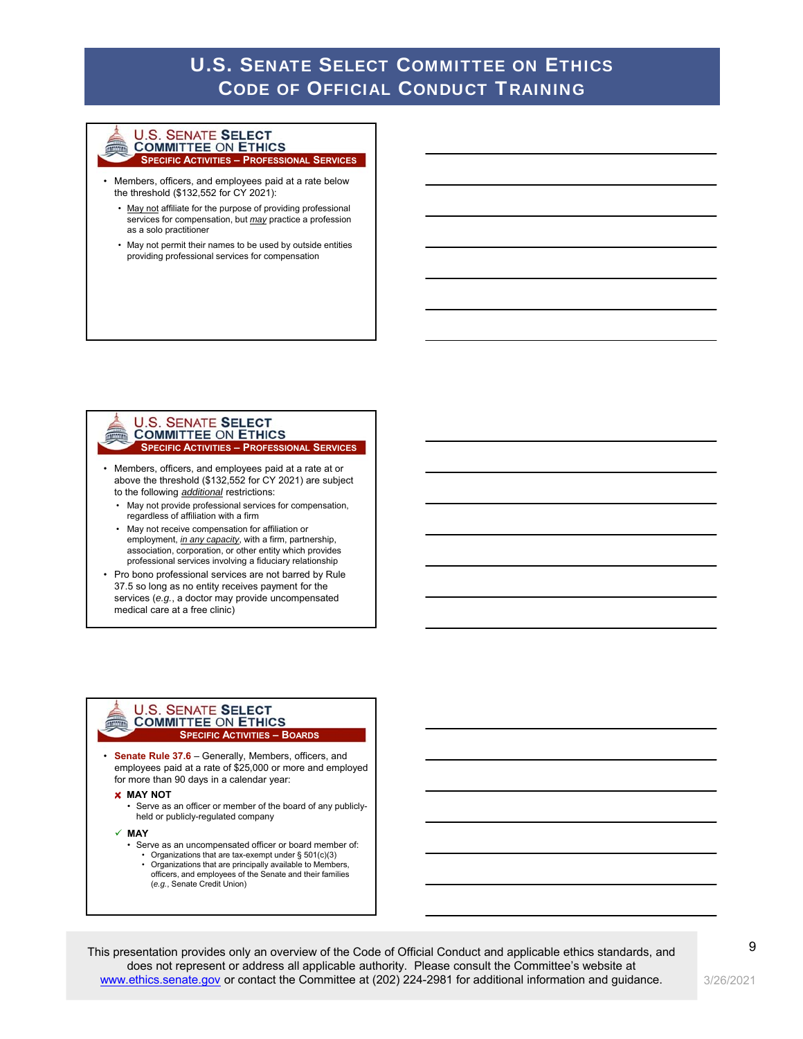## Specific Activities – Professional Services

- Members, officers, and employees paid at a rate below the threshold ($132,552 for CY 2021):
  - May not affiliate for the purpose of providing professional services for compensation, but *may* practice a profession as a solo practitioner
  - May not permit their names to be used by outside entities providing professional services for compensation

## Specific Activities – Professional Services

- Members, officers, and employees paid at a rate at or above the threshold ($132,552 for CY 2021) are subject to the following *additional* restrictions:
  - May not provide professional services for compensation, regardless of affiliation with a firm
  - May not receive compensation for affiliation or employment, *in any capacity*, with a firm, partnership, association, corporation, or other entity which provides professional services involving a fiduciary relationship
- Pro bono professional services are not barred by Rule 37.5 so long as no entity receives payment for the services (*e.g.*, a doctor may provide uncompensated medical care at a free clinic)

## Specific Activities – Boards

- **Senate Rule 37.6** – Generally, Members, officers, and employees paid at a rate of $25,000 or more and employed for more than 90 days in a calendar year:
  - ✘ **MAY NOT**
    - Serve as an officer or member of the board of any publicly-held or publicly-regulated company
  - ✓ **MAY**
    - Serve as an uncompensated officer or board member of:
      - Organizations that are tax-exempt under § 501(c)(3)
      - Organizations that are principally available to Members, officers, and employees of the Senate and their families (*e.g.*, Senate Credit Union)

This presentation provides only an overview of the Code of Official Conduct and applicable ethics standards, and does not represent or address all applicable authority. Please consult the Committee's website at www.ethics.senate.gov or contact the Committee at (202) 224-2981 for additional information and guidance.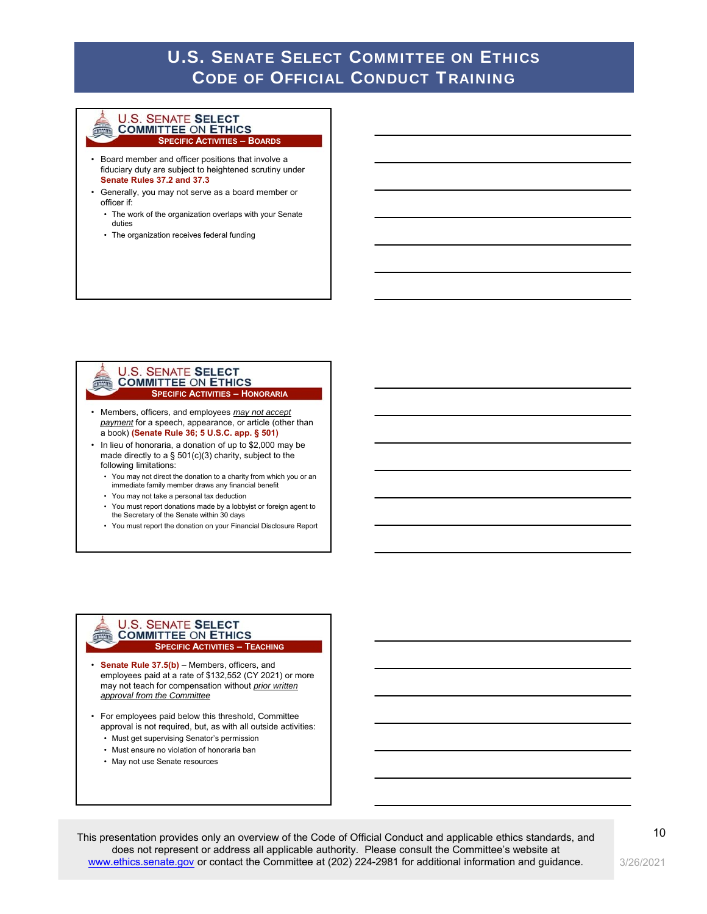# U.S. Senate Select Committee on Ethics Code of Official Conduct Training

## Specific Activities – Boards

- Board member and officer positions that involve a fiduciary duty are subject to heightened scrutiny under **Senate Rules 37.2 and 37.3**
- Generally, you may not serve as a board member or officer if:
  - The work of the organization overlaps with your Senate duties
  - The organization receives federal funding

## Specific Activities – Honoraria

- Members, officers, and employees *may not accept payment* for a speech, appearance, or article (other than a book) **(Senate Rule 36; 5 U.S.C. app. § 501)**
- In lieu of honoraria, a donation of up to $2,000 may be made directly to a § 501(c)(3) charity, subject to the following limitations:
  - You may not direct the donation to a charity from which you or an immediate family member draws any financial benefit
  - You may not take a personal tax deduction
  - You must report donations made by a lobbyist or foreign agent to the Secretary of the Senate within 30 days
  - You must report the donation on your Financial Disclosure Report

## Specific Activities – Teaching

- **Senate Rule 37.5(b)** – Members, officers, and employees paid at a rate of $132,552 (CY 2021) or more may not teach for compensation without *prior written approval from the Committee*
- For employees paid below this threshold, Committee approval is not required, but, as with all outside activities:
  - Must get supervising Senator's permission
  - Must ensure no violation of honoraria ban
  - May not use Senate resources

This presentation provides only an overview of the Code of Official Conduct and applicable ethics standards, and does not represent or address all applicable authority. Please consult the Committee's website at www.ethics.senate.gov or contact the Committee at (202) 224-2981 for additional information and guidance.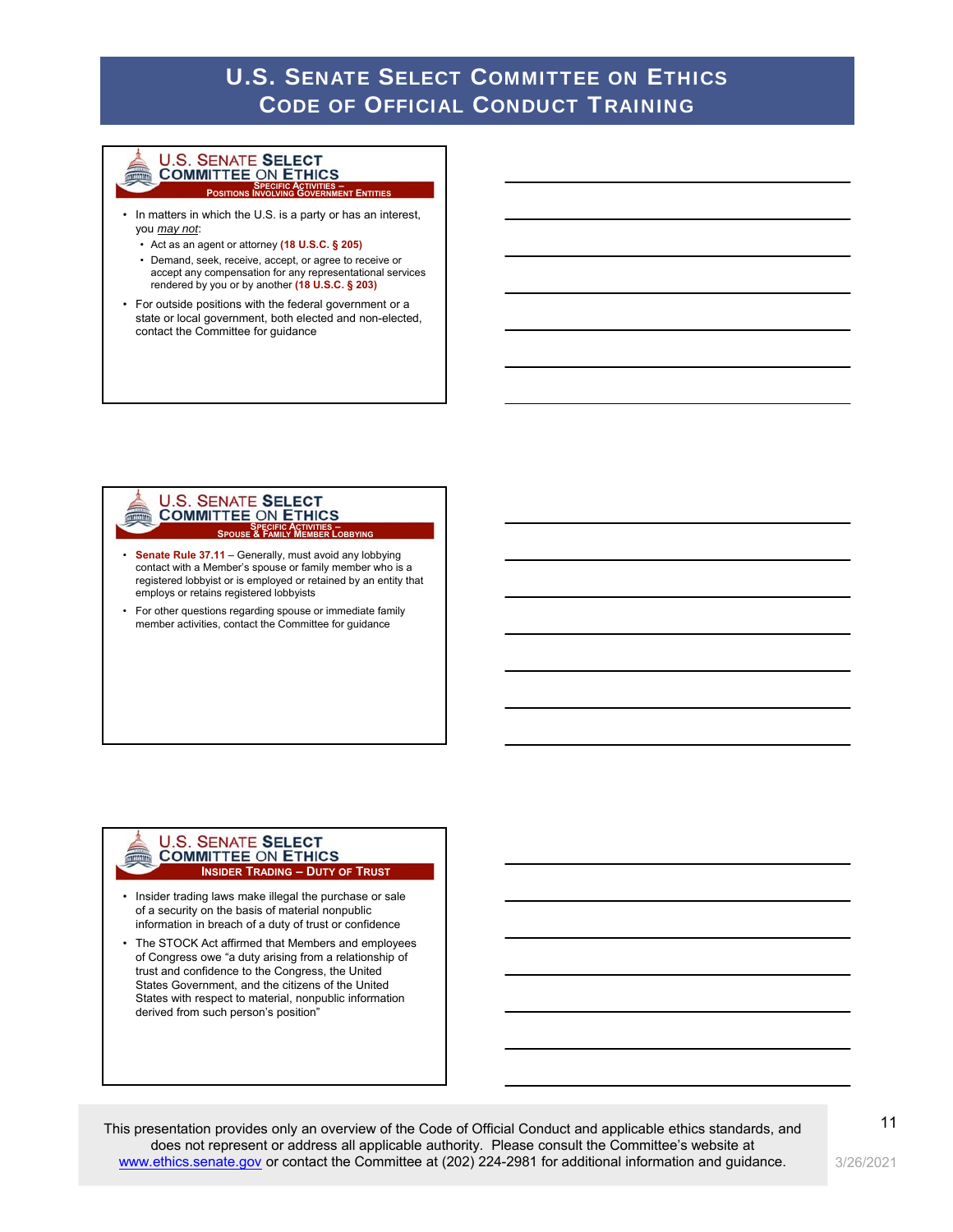## Specific Activities – Positions Involving Government Entities

- In matters in which the U.S. is a party or has an interest, you *may not*:
  - Act as an agent or attorney **(18 U.S.C. § 205)**
  - Demand, seek, receive, accept, or agree to receive or accept any compensation for any representational services rendered by you or by another **(18 U.S.C. § 203)**
- For outside positions with the federal government or a state or local government, both elected and non-elected, contact the Committee for guidance

## Specific Activities – Spouse & Family Member Lobbying

- **Senate Rule 37.11** – Generally, must avoid any lobbying contact with a Member's spouse or family member who is a registered lobbyist or is employed or retained by an entity that employs or retains registered lobbyists
- For other questions regarding spouse or immediate family member activities, contact the Committee for guidance

## Insider Trading – Duty of Trust

- Insider trading laws make illegal the purchase or sale of a security on the basis of material nonpublic information in breach of a duty of trust or confidence
- The STOCK Act affirmed that Members and employees of Congress owe "a duty arising from a relationship of trust and confidence to the Congress, the United States Government, and the citizens of the United States with respect to material, nonpublic information derived from such person's position"

This presentation provides only an overview of the Code of Official Conduct and applicable ethics standards, and does not represent or address all applicable authority. Please consult the Committee's website at www.ethics.senate.gov or contact the Committee at (202) 224-2981 for additional information and guidance.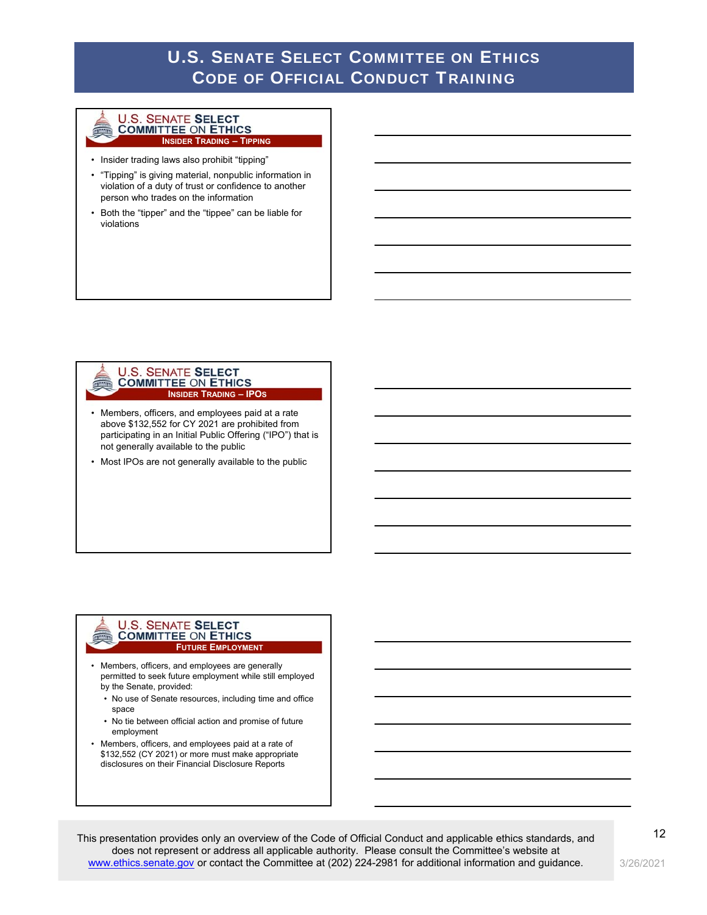## Insider Trading – Tipping

- Insider trading laws also prohibit "tipping"
- "Tipping" is giving material, nonpublic information in violation of a duty of trust or confidence to another person who trades on the information
- Both the "tipper" and the "tippee" can be liable for violations

## Insider Trading – IPOs

- Members, officers, and employees paid at a rate above $132,552 for CY 2021 are prohibited from participating in an Initial Public Offering ("IPO") that is not generally available to the public
- Most IPOs are not generally available to the public

## Future Employment

- Members, officers, and employees are generally permitted to seek future employment while still employed by the Senate, provided:
  - No use of Senate resources, including time and office space
  - No tie between official action and promise of future employment
- Members, officers, and employees paid at a rate of $132,552 (CY 2021) or more must make appropriate disclosures on their Financial Disclosure Reports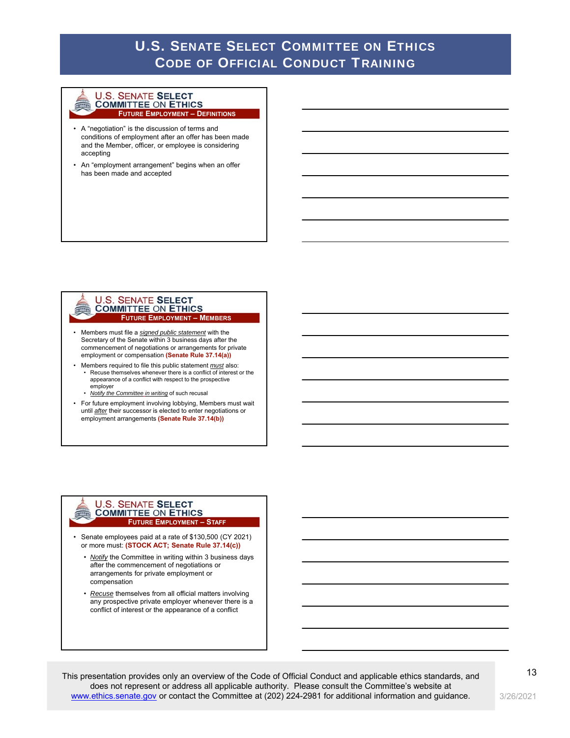# U.S. Senate Select Committee on Ethics
## Code of Official Conduct Training

### Future Employment – Definitions

- A "negotiation" is the discussion of terms and conditions of employment after an offer has been made and the Member, officer, or employee is considering accepting
- An "employment arrangement" begins when an offer has been made and accepted

### Future Employment – Members

- Members must file a *signed public statement* with the Secretary of the Senate within 3 business days after the commencement of negotiations or arrangements for private employment or compensation **(Senate Rule 37.14(a))**
- Members required to file this public statement *must* also:
  - Recuse themselves whenever there is a conflict of interest or the appearance of a conflict with respect to the prospective employer
  - *Notify the Committee in writing* of such recusal
- For future employment involving lobbying, Members must wait until *after* their successor is elected to enter negotiations or employment arrangements **(Senate Rule 37.14(b))**

### Future Employment – Staff

- Senate employees paid at a rate of $130,500 (CY 2021) or more must: **(STOCK ACT; Senate Rule 37.14(c))**
  - *Notify* the Committee in writing within 3 business days after the commencement of negotiations or arrangements for private employment or compensation
  - *Recuse* themselves from all official matters involving any prospective private employer whenever there is a conflict of interest or the appearance of a conflict

This presentation provides only an overview of the Code of Official Conduct and applicable ethics standards, and does not represent or address all applicable authority. Please consult the Committee's website at www.ethics.senate.gov or contact the Committee at (202) 224-2981 for additional information and guidance.

3/26/2021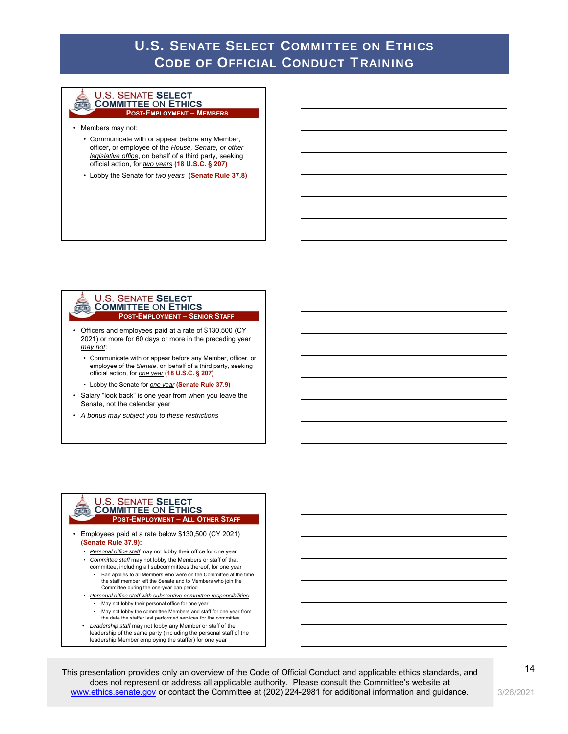# U.S. Senate Select Committee on Ethics
# Code of Official Conduct Training

## Post-Employment – Members

- Members may not:
  - Communicate with or appear before any Member, officer, or employee of the *House, Senate, or other legislative office*, on behalf of a third party, seeking official action, for *two years* **(18 U.S.C. § 207)**
  - Lobby the Senate for *two years* **(Senate Rule 37.8)**

## Post-Employment – Senior Staff

- Officers and employees paid at a rate of $130,500 (CY 2021) or more for 60 days or more in the preceding year *may not*:
  - Communicate with or appear before any Member, officer, or employee of the *Senate*, on behalf of a third party, seeking official action, for *one year* **(18 U.S.C. § 207)**
  - Lobby the Senate for *one year* **(Senate Rule 37.9)**
- Salary "look back" is one year from when you leave the Senate, not the calendar year
- *A bonus may subject you to these restrictions*

## Post-Employment – All Other Staff

- Employees paid at a rate below $130,500 (CY 2021) **(Senate Rule 37.9):**
  - *Personal office staff* may not lobby their office for one year
  - *Committee staff* may not lobby the Members or staff of that committee, including all subcommittees thereof, for one year
    - Ban applies to all Members who were on the Committee at the time the staff member left the Senate and to Members who join the Committee during the one-year ban period
  - *Personal office staff with substantive committee responsibilities*:
    - May not lobby their personal office for one year
    - May not lobby the committee Members and staff for one year from the date the staffer last performed services for the committee
  - *Leadership staff* may not lobby any Member or staff of the leadership of the same party (including the personal staff of the leadership Member employing the staffer) for one year

This presentation provides only an overview of the Code of Official Conduct and applicable ethics standards, and does not represent or address all applicable authority. Please consult the Committee's website at www.ethics.senate.gov or contact the Committee at (202) 224-2981 for additional information and guidance.

3/26/2021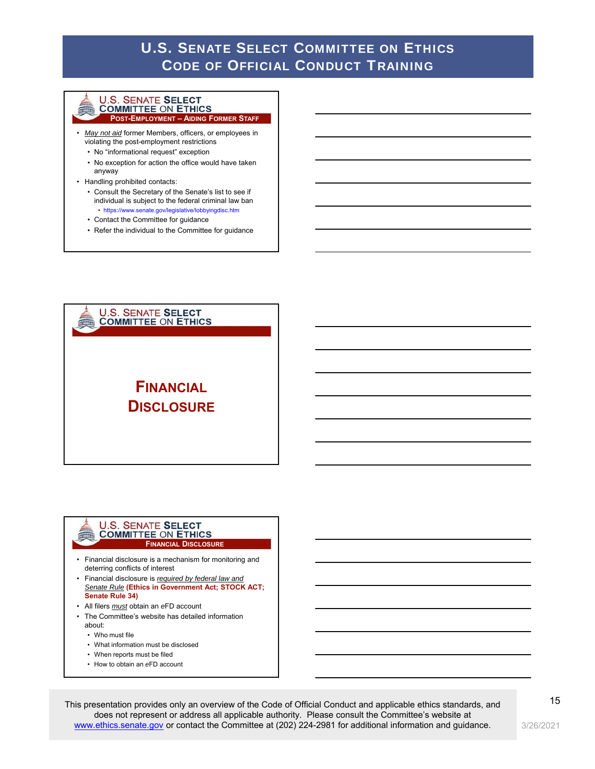# U.S. Senate Select Committee on Ethics Code of Official Conduct Training

## Post-Employment – Aiding Former Staff

- *May not aid* former Members, officers, or employees in violating the post-employment restrictions
  - No "informational request" exception
  - No exception for action the office would have taken anyway
- Handling prohibited contacts:
  - Consult the Secretary of the Senate's list to see if individual is subject to the federal criminal law ban
    - https://www.senate.gov/legislative/lobbyingdisc.htm
  - Contact the Committee for guidance
  - Refer the individual to the Committee for guidance

## Financial Disclosure

## Financial Disclosure

- Financial disclosure is a mechanism for monitoring and deterring conflicts of interest
- Financial disclosure is *required by federal law and Senate Rule* **(Ethics in Government Act; STOCK ACT; Senate Rule 34)**
- All filers *must* obtain an *e*FD account
- The Committee's website has detailed information about:
  - Who must file
  - What information must be disclosed
  - When reports must be filed
  - How to obtain an *e*FD account

This presentation provides only an overview of the Code of Official Conduct and applicable ethics standards, and does not represent or address all applicable authority. Please consult the Committee's website at www.ethics.senate.gov or contact the Committee at (202) 224-2981 for additional information and guidance.

3/26/2021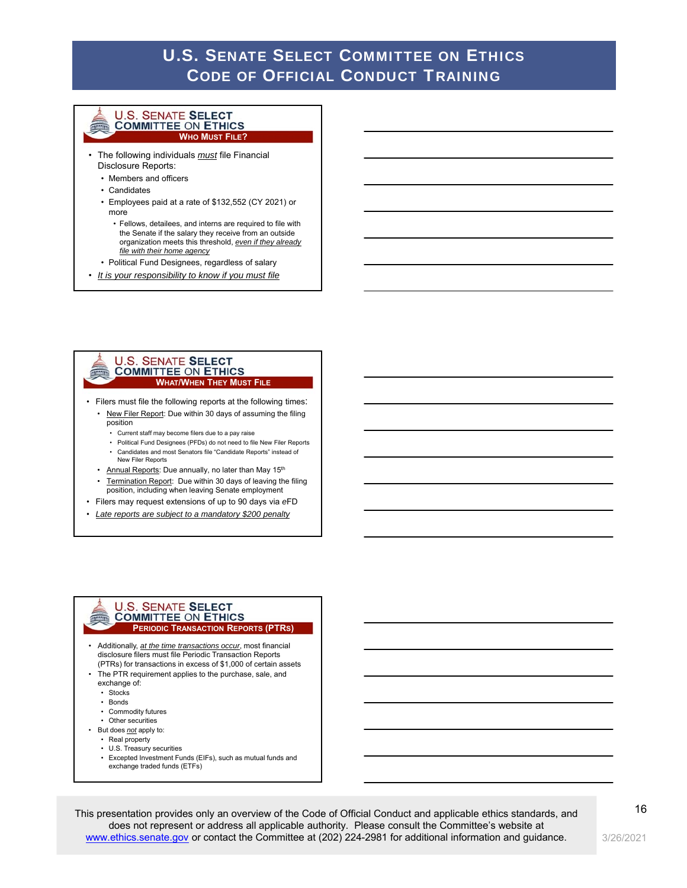# U.S. Senate Select Committee on Ethics Code of Official Conduct Training

## Who Must File?

- The following individuals *must* file Financial Disclosure Reports:
  - Members and officers
  - Candidates
  - Employees paid at a rate of $132,552 (CY 2021) or more
    - Fellows, detailees, and interns are required to file with the Senate if the salary they receive from an outside organization meets this threshold, *even if they already file with their home agency*
  - Political Fund Designees, regardless of salary
- *It is your responsibility to know if you must file*

## What/When They Must File

- Filers must file the following reports at the following times:
  - New Filer Report: Due within 30 days of assuming the filing position
    - Current staff may become filers due to a pay raise
    - Political Fund Designees (PFDs) do not need to file New Filer Reports
    - Candidates and most Senators file "Candidate Reports" instead of New Filer Reports
  - Annual Reports: Due annually, no later than May 15th
  - Termination Report: Due within 30 days of leaving the filing position, including when leaving Senate employment
- Filers may request extensions of up to 90 days via *e*FD
- *Late reports are subject to a mandatory $200 penalty*

## Periodic Transaction Reports (PTRs)

- Additionally, *at the time transactions occur*, most financial disclosure filers must file Periodic Transaction Reports (PTRs) for transactions in excess of $1,000 of certain assets
- The PTR requirement applies to the purchase, sale, and exchange of:
  - Stocks
  - Bonds
  - Commodity futures
  - Other securities
- But does *not* apply to:
  - Real property
  - U.S. Treasury securities
  - Excepted Investment Funds (EIFs), such as mutual funds and exchange traded funds (ETFs)

This presentation provides only an overview of the Code of Official Conduct and applicable ethics standards, and does not represent or address all applicable authority. Please consult the Committee's website at www.ethics.senate.gov or contact the Committee at (202) 224-2981 for additional information and guidance.

3/26/2021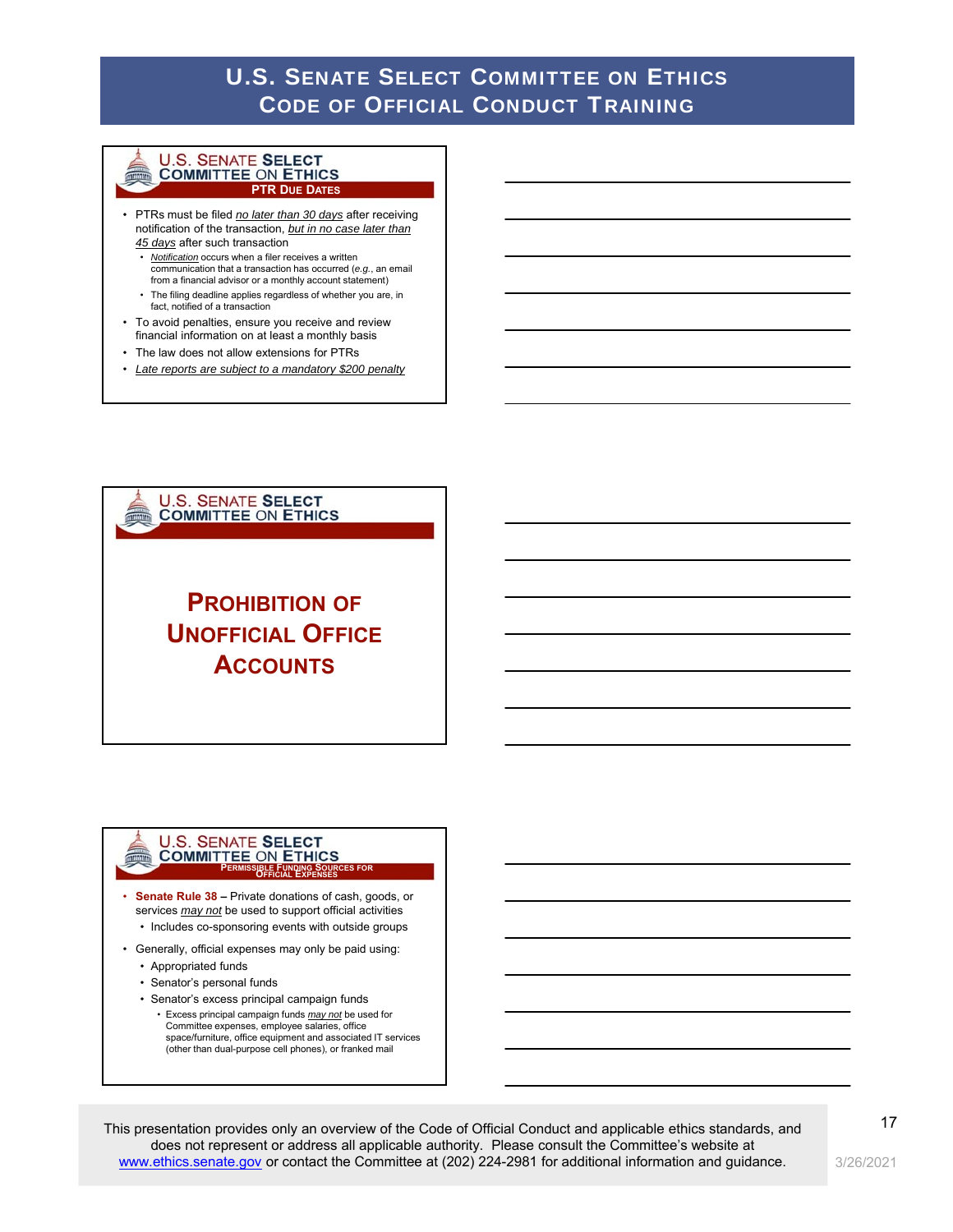## PTR Due Dates

- PTRs must be filed *no later than 30 days* after receiving notification of the transaction, *but in no case later than 45 days* after such transaction
  - *Notification* occurs when a filer receives a written communication that a transaction has occurred (*e.g.*, an email from a financial advisor or a monthly account statement)
  - The filing deadline applies regardless of whether you are, in fact, notified of a transaction
- To avoid penalties, ensure you receive and review financial information on at least a monthly basis
- The law does not allow extensions for PTRs
- *Late reports are subject to a mandatory $200 penalty*

## Prohibition of Unofficial Office Accounts

## Permissible Funding Sources for Official Expenses

- **Senate Rule 38 –** Private donations of cash, goods, or services *may not* be used to support official activities
  - Includes co-sponsoring events with outside groups
- Generally, official expenses may only be paid using:
  - Appropriated funds
  - Senator's personal funds
  - Senator's excess principal campaign funds
    - Excess principal campaign funds *may not* be used for Committee expenses, employee salaries, office space/furniture, office equipment and associated IT services (other than dual-purpose cell phones), or franked mail

This presentation provides only an overview of the Code of Official Conduct and applicable ethics standards, and does not represent or address all applicable authority. Please consult the Committee's website at www.ethics.senate.gov or contact the Committee at (202) 224-2981 for additional information and guidance.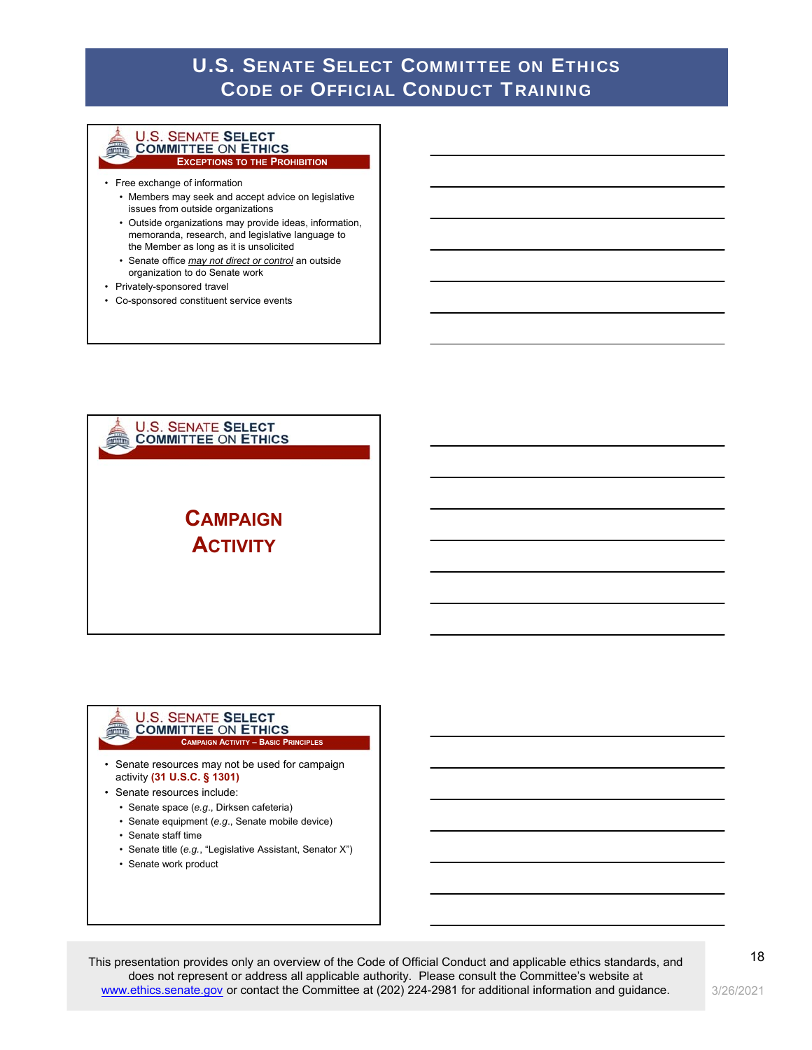## Exceptions to the Prohibition

- Free exchange of information
  - Members may seek and accept advice on legislative issues from outside organizations
  - Outside organizations may provide ideas, information, memoranda, research, and legislative language to the Member as long as it is unsolicited
  - Senate office *may not direct or control* an outside organization to do Senate work
- Privately-sponsored travel
- Co-sponsored constituent service events

## Campaign Activity

## Campaign Activity – Basic Principles

- Senate resources may not be used for campaign activity **(31 U.S.C. § 1301)**
- Senate resources include:
  - Senate space (*e.g.*, Dirksen cafeteria)
  - Senate equipment (*e.g.*, Senate mobile device)
  - Senate staff time
  - Senate title (*e.g.*, "Legislative Assistant, Senator X")
  - Senate work product

This presentation provides only an overview of the Code of Official Conduct and applicable ethics standards, and does not represent or address all applicable authority. Please consult the Committee's website at www.ethics.senate.gov or contact the Committee at (202) 224-2981 for additional information and guidance.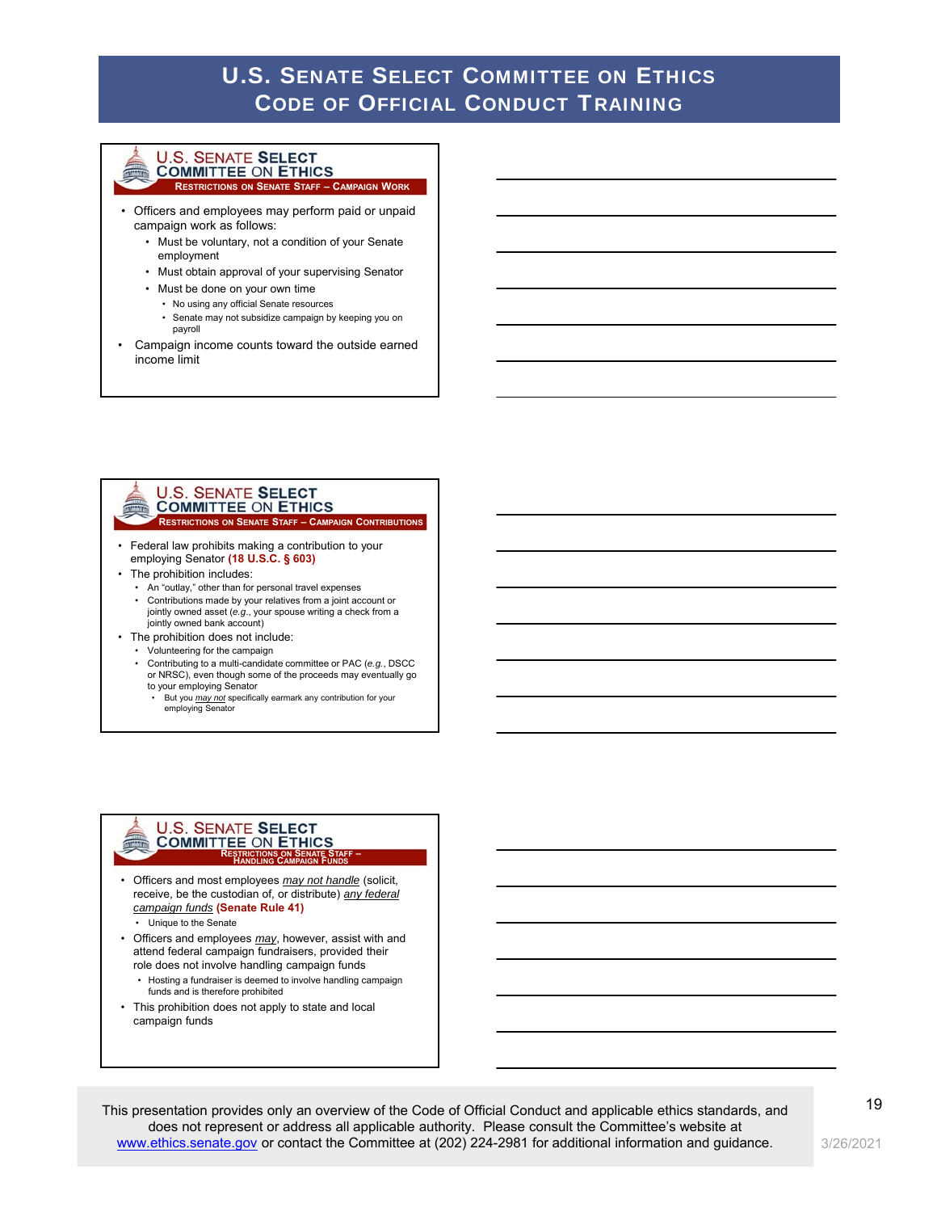## Restrictions on Senate Staff – Campaign Work

- Officers and employees may perform paid or unpaid campaign work as follows:
  - Must be voluntary, not a condition of your Senate employment
  - Must obtain approval of your supervising Senator
  - Must be done on your own time
    - No using any official Senate resources
    - Senate may not subsidize campaign by keeping you on payroll
- Campaign income counts toward the outside earned income limit

## Restrictions on Senate Staff – Campaign Contributions

- Federal law prohibits making a contribution to your employing Senator **(18 U.S.C. § 603)**
- The prohibition includes:
  - An "outlay," other than for personal travel expenses
  - Contributions made by your relatives from a joint account or jointly owned asset (*e.g.*, your spouse writing a check from a jointly owned bank account)
- The prohibition does not include:
  - Volunteering for the campaign
  - Contributing to a multi-candidate committee or PAC (*e.g.*, DSCC or NRSC), even though some of the proceeds may eventually go to your employing Senator
    - But you *may not* specifically earmark any contribution for your employing Senator

## Restrictions on Senate Staff – Handling Campaign Funds

- Officers and most employees *may not handle* (solicit, receive, be the custodian of, or distribute) *any federal campaign funds* **(Senate Rule 41)**
  - Unique to the Senate
- Officers and employees *may*, however, assist with and attend federal campaign fundraisers, provided their role does not involve handling campaign funds
  - Hosting a fundraiser is deemed to involve handling campaign funds and is therefore prohibited
- This prohibition does not apply to state and local campaign funds

This presentation provides only an overview of the Code of Official Conduct and applicable ethics standards, and does not represent or address all applicable authority. Please consult the Committee's website at www.ethics.senate.gov or contact the Committee at (202) 224-2981 for additional information and guidance.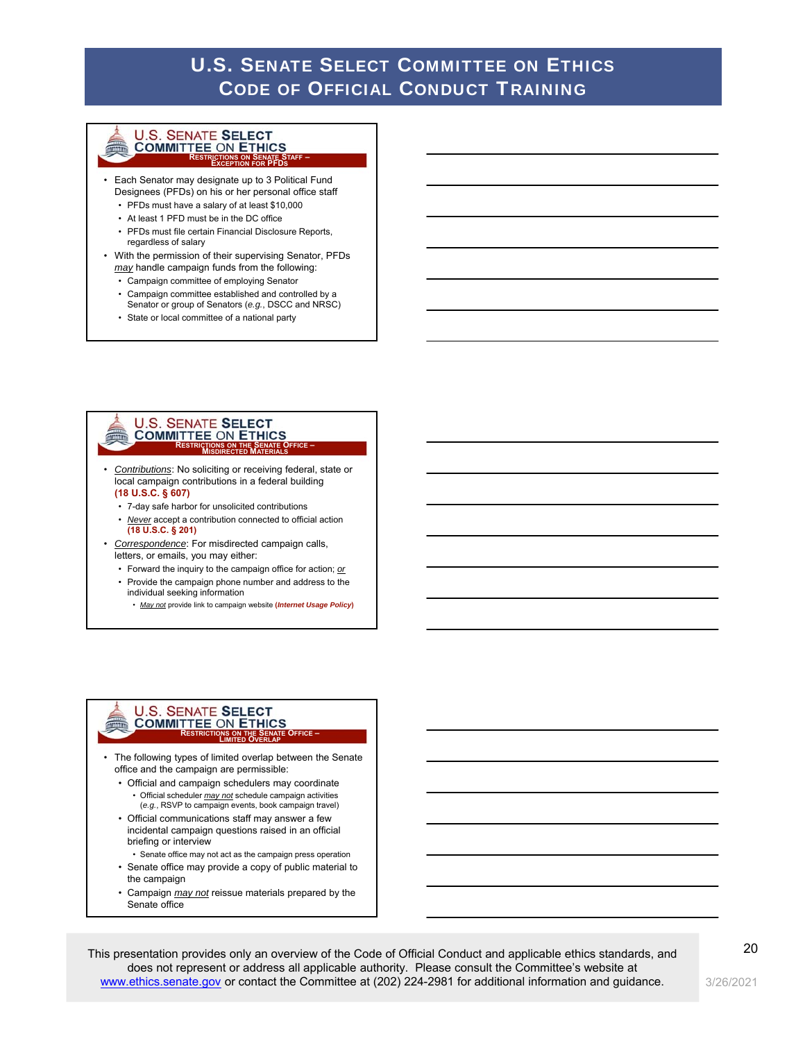# U.S. Senate Select Committee on Ethics
# Code of Official Conduct Training

## U.S. Senate Select Committee on Ethics

### Restrictions on Senate Staff – Exception for PFDs

- Each Senator may designate up to 3 Political Fund Designees (PFDs) on his or her personal office staff
  - PFDs must have a salary of at least $10,000
  - At least 1 PFD must be in the DC office
  - PFDs must file certain Financial Disclosure Reports, regardless of salary
- With the permission of their supervising Senator, PFDs *may* handle campaign funds from the following:
  - Campaign committee of employing Senator
  - Campaign committee established and controlled by a Senator or group of Senators (*e.g.*, DSCC and NRSC)
  - State or local committee of a national party

## U.S. Senate Select Committee on Ethics

### Restrictions on the Senate Office – Misdirected Materials

- *Contributions*: No soliciting or receiving federal, state or local campaign contributions in a federal building **(18 U.S.C. § 607)**
  - 7-day safe harbor for unsolicited contributions
  - *Never* accept a contribution connected to official action **(18 U.S.C. § 201)**
- *Correspondence*: For misdirected campaign calls, letters, or emails, you may either:
  - Forward the inquiry to the campaign office for action; *or*
  - Provide the campaign phone number and address to the individual seeking information
    - *May not* provide link to campaign website **(*Internet Usage Policy*)**

## U.S. Senate Select Committee on Ethics

### Restrictions on the Senate Office – Limited Overlap

- The following types of limited overlap between the Senate office and the campaign are permissible:
  - Official and campaign schedulers may coordinate
    - Official scheduler *may not* schedule campaign activities (*e.g.*, RSVP to campaign events, book campaign travel)
  - Official communications staff may answer a few incidental campaign questions raised in an official briefing or interview
    - Senate office may not act as the campaign press operation
  - Senate office may provide a copy of public material to the campaign
  - Campaign *may not* reissue materials prepared by the Senate office

This presentation provides only an overview of the Code of Official Conduct and applicable ethics standards, and does not represent or address all applicable authority. Please consult the Committee's website at www.ethics.senate.gov or contact the Committee at (202) 224-2981 for additional information and guidance.

3/26/2021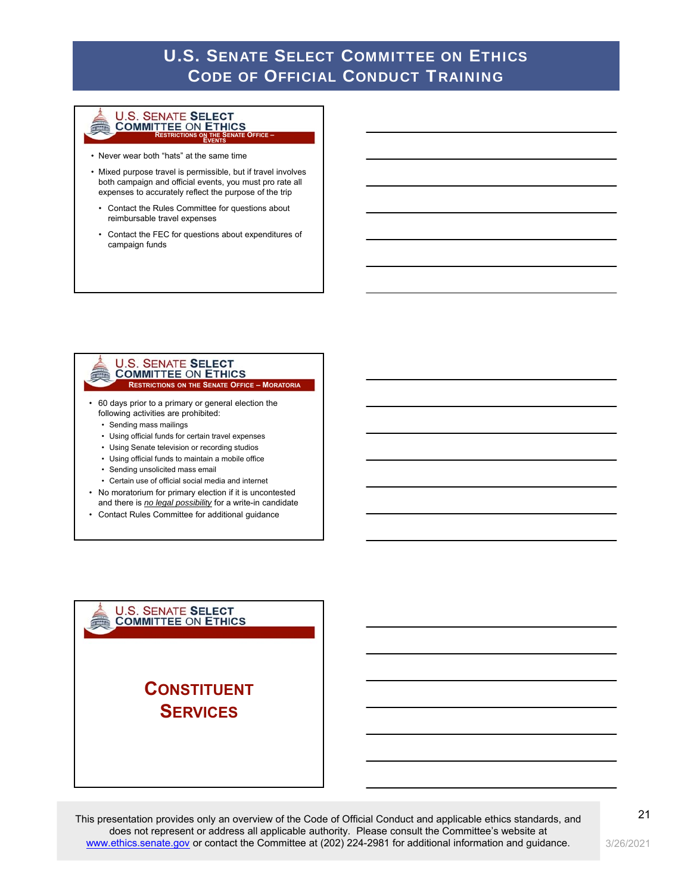## Restrictions on the Senate Office – Events

- Never wear both “hats” at the same time
- Mixed purpose travel is permissible, but if travel involves both campaign and official events, you must pro rate all expenses to accurately reflect the purpose of the trip
  - Contact the Rules Committee for questions about reimbursable travel expenses
  - Contact the FEC for questions about expenditures of campaign funds

## Restrictions on the Senate Office – Moratoria

- 60 days prior to a primary or general election the following activities are prohibited:
  - Sending mass mailings
  - Using official funds for certain travel expenses
  - Using Senate television or recording studios
  - Using official funds to maintain a mobile office
  - Sending unsolicited mass email
  - Certain use of official social media and internet
- No moratorium for primary election if it is uncontested and there is *no legal possibility* for a write-in candidate
- Contact Rules Committee for additional guidance

# Constituent Services

This presentation provides only an overview of the Code of Official Conduct and applicable ethics standards, and does not represent or address all applicable authority. Please consult the Committee’s website at www.ethics.senate.gov or contact the Committee at (202) 224-2981 for additional information and guidance.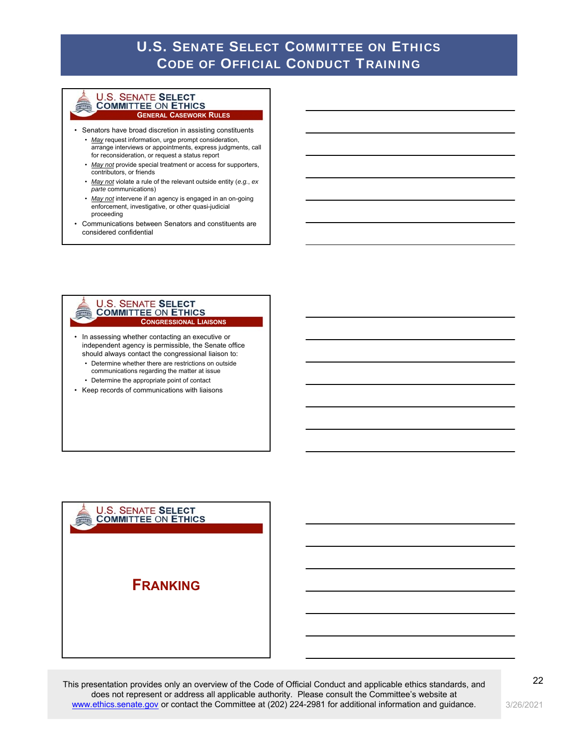# U.S. Senate Select Committee on Ethics
# Code of Official Conduct Training

## General Casework Rules

- Senators have broad discretion in assisting constituents
  - _May_ request information, urge prompt consideration, arrange interviews or appointments, express judgments, call for reconsideration, or request a status report
  - _May not_ provide special treatment or access for supporters, contributors, or friends
  - _May not_ violate a rule of the relevant outside entity (_e.g._, _ex parte_ communications)
  - _May not_ intervene if an agency is engaged in an on-going enforcement, investigative, or other quasi-judicial proceeding
- Communications between Senators and constituents are considered confidential

## Congressional Liaisons

- In assessing whether contacting an executive or independent agency is permissible, the Senate office should always contact the congressional liaison to:
  - Determine whether there are restrictions on outside communications regarding the matter at issue
  - Determine the appropriate point of contact
- Keep records of communications with liaisons

## Franking

This presentation provides only an overview of the Code of Official Conduct and applicable ethics standards, and does not represent or address all applicable authority. Please consult the Committee's website at www.ethics.senate.gov or contact the Committee at (202) 224-2981 for additional information and guidance.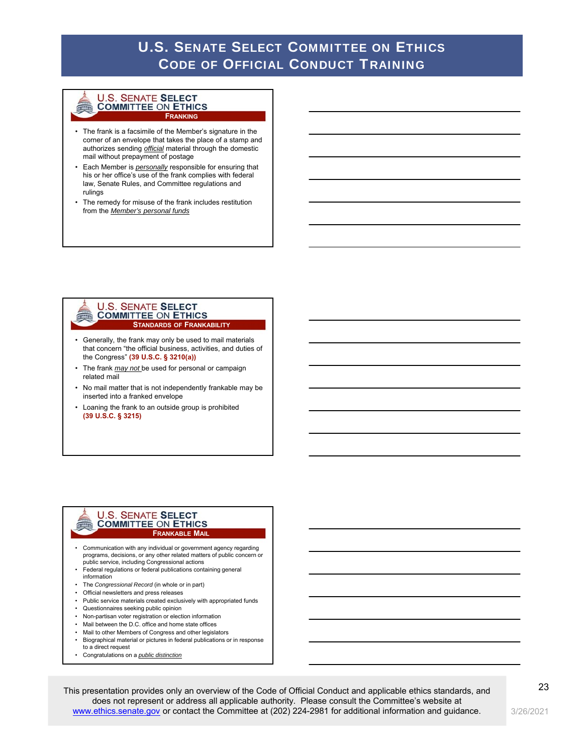# U.S. Senate Select Committee on Ethics Code of Official Conduct Training

## Franking

- The frank is a facsimile of the Member's signature in the corner of an envelope that takes the place of a stamp and authorizes sending *official* material through the domestic mail without prepayment of postage
- Each Member is *personally* responsible for ensuring that his or her office's use of the frank complies with federal law, Senate Rules, and Committee regulations and rulings
- The remedy for misuse of the frank includes restitution from the *Member's personal funds*

## Standards of Frankability

- Generally, the frank may only be used to mail materials that concern "the official business, activities, and duties of the Congress" **(39 U.S.C. § 3210(a))**
- The frank *may not* be used for personal or campaign related mail
- No mail matter that is not independently frankable may be inserted into a franked envelope
- Loaning the frank to an outside group is prohibited **(39 U.S.C. § 3215)**

## Frankable Mail

- Communication with any individual or government agency regarding programs, decisions, or any other related matters of public concern or public service, including Congressional actions
- Federal regulations or federal publications containing general information
- The *Congressional Record* (in whole or in part)
- Official newsletters and press releases
- Public service materials created exclusively with appropriated funds
- Questionnaires seeking public opinion
- Non-partisan voter registration or election information
- Mail between the D.C. office and home state offices
- Mail to other Members of Congress and other legislators
- Biographical material or pictures in federal publications or in response to a direct request
- Congratulations on a *public distinction*

This presentation provides only an overview of the Code of Official Conduct and applicable ethics standards, and does not represent or address all applicable authority. Please consult the Committee's website at www.ethics.senate.gov or contact the Committee at (202) 224-2981 for additional information and guidance.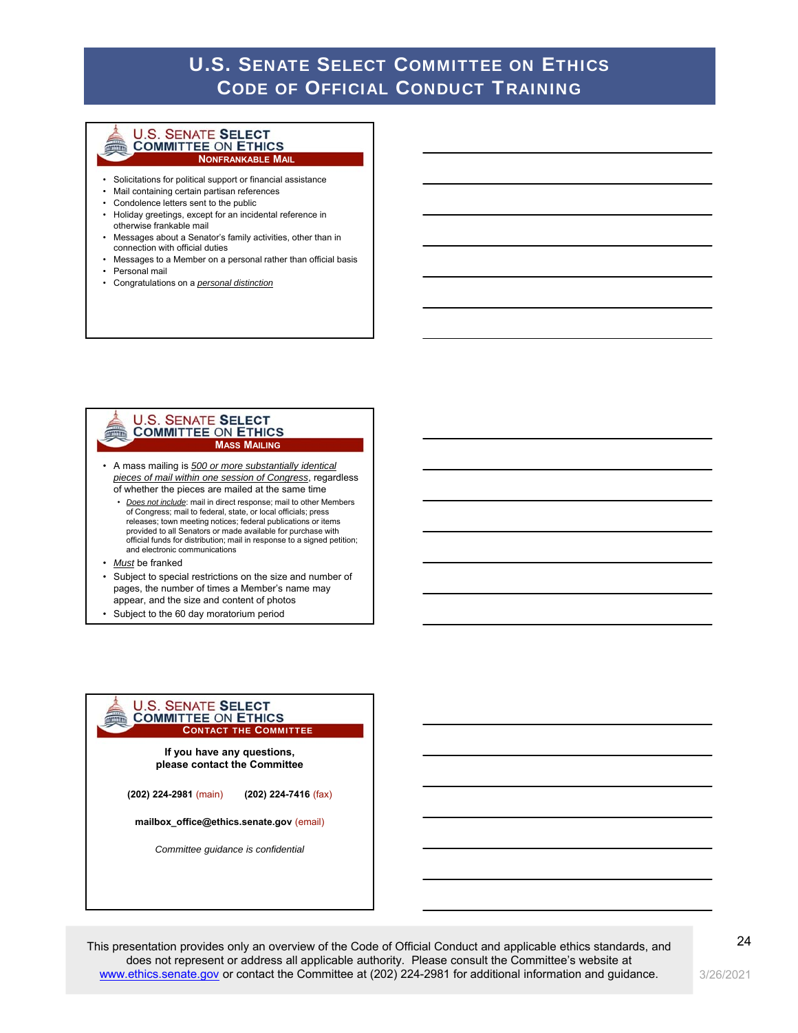# U.S. Senate Select Committee on Ethics
# Code of Official Conduct Training

## Nonfrankable Mail

- Solicitations for political support or financial assistance
- Mail containing certain partisan references
- Condolence letters sent to the public
- Holiday greetings, except for an incidental reference in otherwise frankable mail
- Messages about a Senator's family activities, other than in connection with official duties
- Messages to a Member on a personal rather than official basis
- Personal mail
- Congratulations on a *personal distinction*

## Mass Mailing

- A mass mailing is *500 or more substantially identical pieces of mail within one session of Congress*, regardless of whether the pieces are mailed at the same time
  - *Does not include*: mail in direct response; mail to other Members of Congress; mail to federal, state, or local officials; press releases; town meeting notices; federal publications or items provided to all Senators or made available for purchase with official funds for distribution; mail in response to a signed petition; and electronic communications
- *Must* be franked
- Subject to special restrictions on the size and number of pages, the number of times a Member's name may appear, and the size and content of photos
- Subject to the 60 day moratorium period

## Contact the Committee

**If you have any questions, please contact the Committee**

**(202) 224-2981** (main) **(202) 224-7416** (fax)

**mailbox_office@ethics.senate.gov** (email)

*Committee guidance is confidential*

This presentation provides only an overview of the Code of Official Conduct and applicable ethics standards, and does not represent or address all applicable authority. Please consult the Committee's website at www.ethics.senate.gov or contact the Committee at (202) 224-2981 for additional information and guidance.

3/26/2021